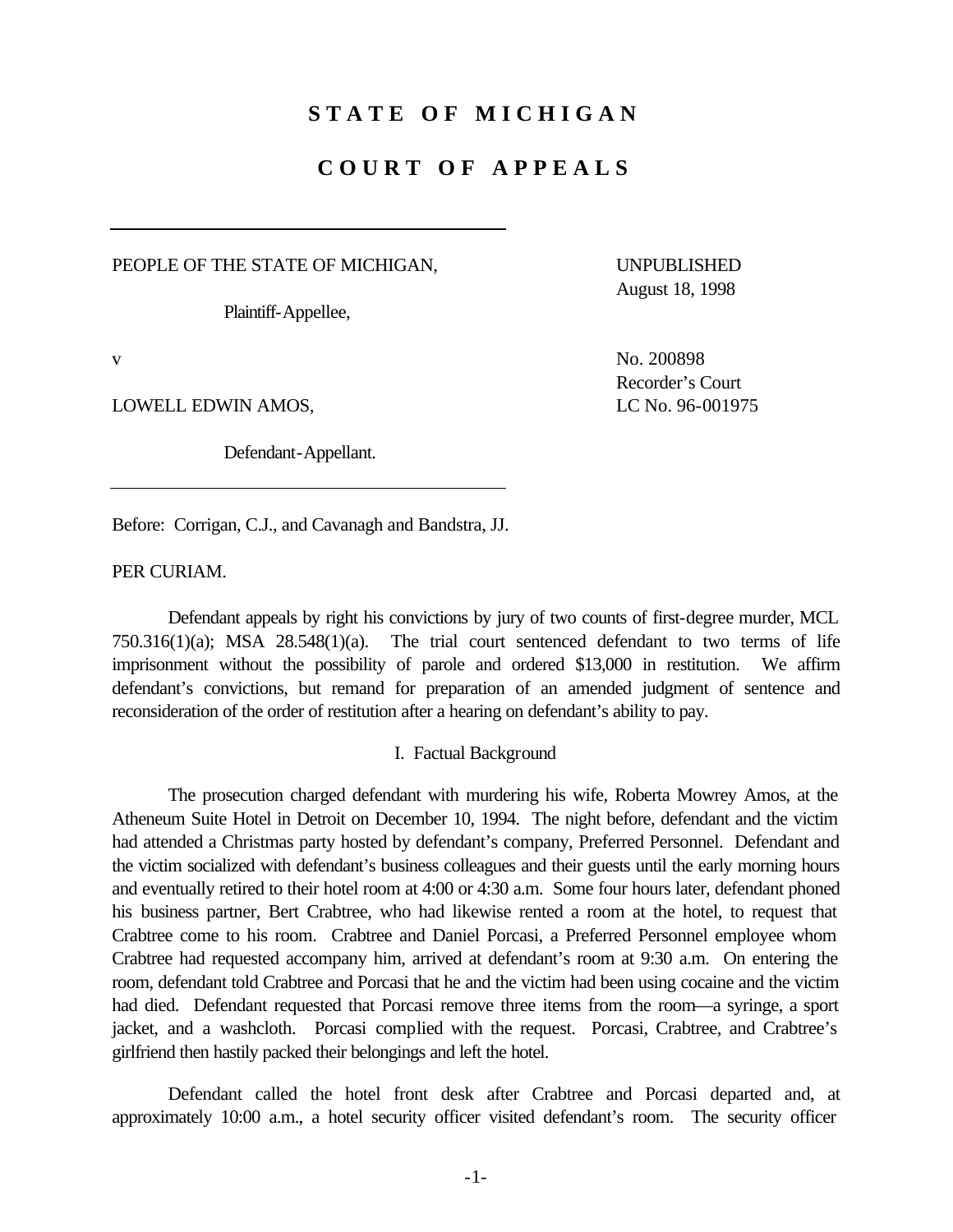# STATE OF MICHIGAN

# COURT OF APPEALS

PEOPLE OF THE STATE OF MICHIGAN,

Plaintiff-Appellee,

v

LOWELL EDWIN AMOS,

Defendant-Appellant.

UNPUBLISHED
August 18, 1998

No. 200898
Recorder's Court
LC No. 96-001975

Before: Corrigan, C.J., and Cavanagh and Bandstra, JJ.

PER CURIAM.

Defendant appeals by right his convictions by jury of two counts of first-degree murder, MCL 750.316(1)(a); MSA 28.548(1)(a). The trial court sentenced defendant to two terms of life imprisonment without the possibility of parole and ordered $13,000 in restitution. We affirm defendant's convictions, but remand for preparation of an amended judgment of sentence and reconsideration of the order of restitution after a hearing on defendant's ability to pay.

## I. Factual Background

The prosecution charged defendant with murdering his wife, Roberta Mowrey Amos, at the Atheneum Suite Hotel in Detroit on December 10, 1994. The night before, defendant and the victim had attended a Christmas party hosted by defendant's company, Preferred Personnel. Defendant and the victim socialized with defendant's business colleagues and their guests until the early morning hours and eventually retired to their hotel room at 4:00 or 4:30 a.m. Some four hours later, defendant phoned his business partner, Bert Crabtree, who had likewise rented a room at the hotel, to request that Crabtree come to his room. Crabtree and Daniel Porcasi, a Preferred Personnel employee whom Crabtree had requested accompany him, arrived at defendant's room at 9:30 a.m. On entering the room, defendant told Crabtree and Porcasi that he and the victim had been using cocaine and the victim had died. Defendant requested that Porcasi remove three items from the room—a syringe, a sport jacket, and a washcloth. Porcasi complied with the request. Porcasi, Crabtree, and Crabtree's girlfriend then hastily packed their belongings and left the hotel.

Defendant called the hotel front desk after Crabtree and Porcasi departed and, at approximately 10:00 a.m., a hotel security officer visited defendant's room. The security officer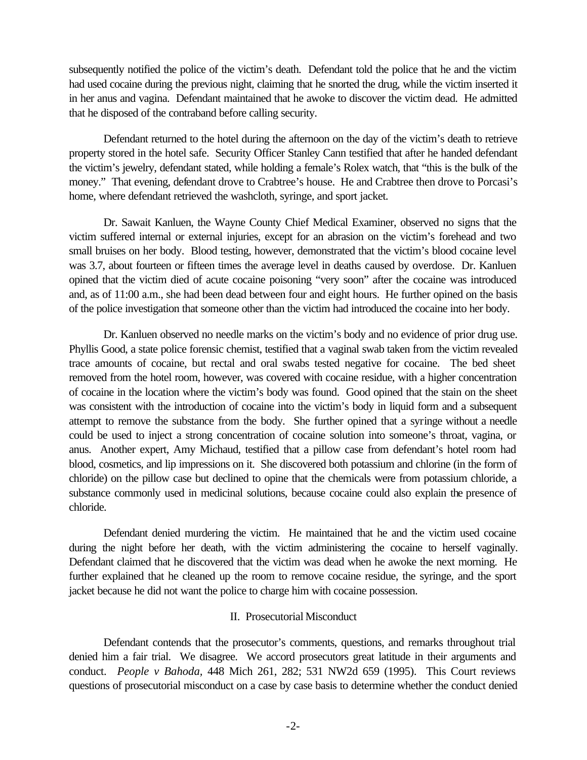subsequently notified the police of the victim's death. Defendant told the police that he and the victim had used cocaine during the previous night, claiming that he snorted the drug, while the victim inserted it in her anus and vagina. Defendant maintained that he awoke to discover the victim dead. He admitted that he disposed of the contraband before calling security.

Defendant returned to the hotel during the afternoon on the day of the victim's death to retrieve property stored in the hotel safe. Security Officer Stanley Cann testified that after he handed defendant the victim's jewelry, defendant stated, while holding a female's Rolex watch, that "this is the bulk of the money." That evening, defendant drove to Crabtree's house. He and Crabtree then drove to Porcasi's home, where defendant retrieved the washcloth, syringe, and sport jacket.

Dr. Sawait Kanluen, the Wayne County Chief Medical Examiner, observed no signs that the victim suffered internal or external injuries, except for an abrasion on the victim's forehead and two small bruises on her body. Blood testing, however, demonstrated that the victim's blood cocaine level was 3.7, about fourteen or fifteen times the average level in deaths caused by overdose. Dr. Kanluen opined that the victim died of acute cocaine poisoning "very soon" after the cocaine was introduced and, as of 11:00 a.m., she had been dead between four and eight hours. He further opined on the basis of the police investigation that someone other than the victim had introduced the cocaine into her body.

Dr. Kanluen observed no needle marks on the victim's body and no evidence of prior drug use. Phyllis Good, a state police forensic chemist, testified that a vaginal swab taken from the victim revealed trace amounts of cocaine, but rectal and oral swabs tested negative for cocaine. The bed sheet removed from the hotel room, however, was covered with cocaine residue, with a higher concentration of cocaine in the location where the victim's body was found. Good opined that the stain on the sheet was consistent with the introduction of cocaine into the victim's body in liquid form and a subsequent attempt to remove the substance from the body. She further opined that a syringe without a needle could be used to inject a strong concentration of cocaine solution into someone's throat, vagina, or anus. Another expert, Amy Michaud, testified that a pillow case from defendant's hotel room had blood, cosmetics, and lip impressions on it. She discovered both potassium and chlorine (in the form of chloride) on the pillow case but declined to opine that the chemicals were from potassium chloride, a substance commonly used in medicinal solutions, because cocaine could also explain the presence of chloride.

Defendant denied murdering the victim. He maintained that he and the victim used cocaine during the night before her death, with the victim administering the cocaine to herself vaginally. Defendant claimed that he discovered that the victim was dead when he awoke the next morning. He further explained that he cleaned up the room to remove cocaine residue, the syringe, and the sport jacket because he did not want the police to charge him with cocaine possession.

## II. Prosecutorial Misconduct

Defendant contends that the prosecutor's comments, questions, and remarks throughout trial denied him a fair trial. We disagree. We accord prosecutors great latitude in their arguments and conduct. *People v Bahoda*, 448 Mich 261, 282; 531 NW2d 659 (1995). This Court reviews questions of prosecutorial misconduct on a case by case basis to determine whether the conduct denied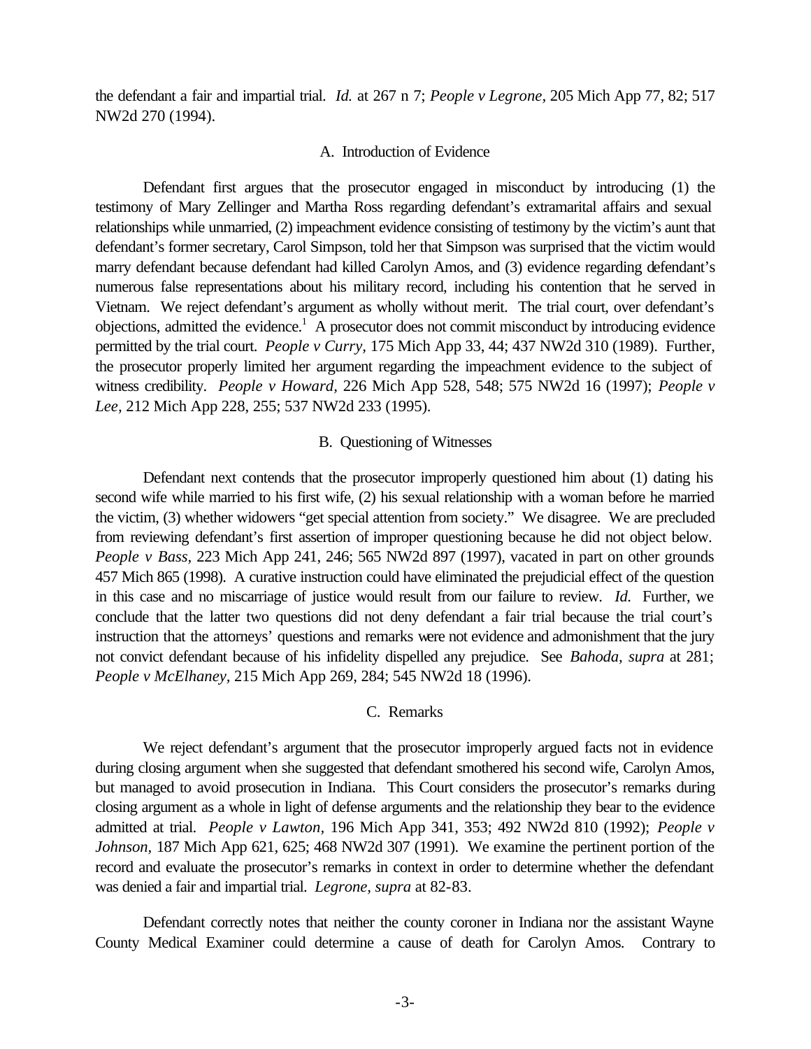the defendant a fair and impartial trial. *Id.* at 267 n 7; *People v Legrone*, 205 Mich App 77, 82; 517 NW2d 270 (1994).

### A. Introduction of Evidence

Defendant first argues that the prosecutor engaged in misconduct by introducing (1) the testimony of Mary Zellinger and Martha Ross regarding defendant's extramarital affairs and sexual relationships while unmarried, (2) impeachment evidence consisting of testimony by the victim's aunt that defendant's former secretary, Carol Simpson, told her that Simpson was surprised that the victim would marry defendant because defendant had killed Carolyn Amos, and (3) evidence regarding defendant's numerous false representations about his military record, including his contention that he served in Vietnam. We reject defendant's argument as wholly without merit. The trial court, over defendant's objections, admitted the evidence.[1] A prosecutor does not commit misconduct by introducing evidence permitted by the trial court. *People v Curry*, 175 Mich App 33, 44; 437 NW2d 310 (1989). Further, the prosecutor properly limited her argument regarding the impeachment evidence to the subject of witness credibility. *People v Howard*, 226 Mich App 528, 548; 575 NW2d 16 (1997); *People v Lee*, 212 Mich App 228, 255; 537 NW2d 233 (1995).

### B. Questioning of Witnesses

Defendant next contends that the prosecutor improperly questioned him about (1) dating his second wife while married to his first wife, (2) his sexual relationship with a woman before he married the victim, (3) whether widowers "get special attention from society." We disagree. We are precluded from reviewing defendant's first assertion of improper questioning because he did not object below. *People v Bass*, 223 Mich App 241, 246; 565 NW2d 897 (1997), vacated in part on other grounds 457 Mich 865 (1998). A curative instruction could have eliminated the prejudicial effect of the question in this case and no miscarriage of justice would result from our failure to review. *Id.* Further, we conclude that the latter two questions did not deny defendant a fair trial because the trial court's instruction that the attorneys' questions and remarks were not evidence and admonishment that the jury not convict defendant because of his infidelity dispelled any prejudice. See *Bahoda, supra* at 281; *People v McElhaney*, 215 Mich App 269, 284; 545 NW2d 18 (1996).

### C. Remarks

We reject defendant's argument that the prosecutor improperly argued facts not in evidence during closing argument when she suggested that defendant smothered his second wife, Carolyn Amos, but managed to avoid prosecution in Indiana. This Court considers the prosecutor's remarks during closing argument as a whole in light of defense arguments and the relationship they bear to the evidence admitted at trial. *People v Lawton*, 196 Mich App 341, 353; 492 NW2d 810 (1992); *People v Johnson*, 187 Mich App 621, 625; 468 NW2d 307 (1991). We examine the pertinent portion of the record and evaluate the prosecutor's remarks in context in order to determine whether the defendant was denied a fair and impartial trial. *Legrone, supra* at 82-83.

Defendant correctly notes that neither the county coroner in Indiana nor the assistant Wayne County Medical Examiner could determine a cause of death for Carolyn Amos. Contrary to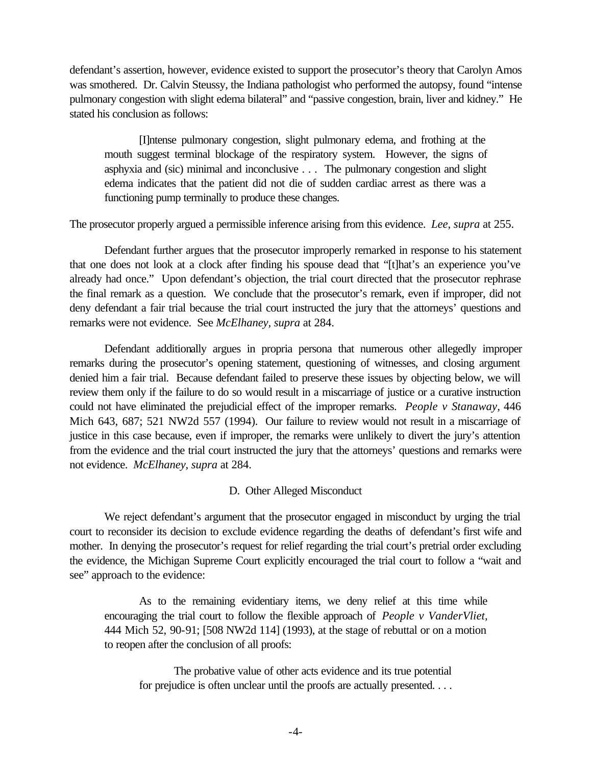defendant's assertion, however, evidence existed to support the prosecutor's theory that Carolyn Amos was smothered. Dr. Calvin Steussy, the Indiana pathologist who performed the autopsy, found "intense pulmonary congestion with slight edema bilateral" and "passive congestion, brain, liver and kidney." He stated his conclusion as follows:

> [I]ntense pulmonary congestion, slight pulmonary edema, and frothing at the mouth suggest terminal blockage of the respiratory system. However, the signs of asphyxia and (sic) minimal and inconclusive . . . The pulmonary congestion and slight edema indicates that the patient did not die of sudden cardiac arrest as there was a functioning pump terminally to produce these changes.

The prosecutor properly argued a permissible inference arising from this evidence. *Lee, supra* at 255.

Defendant further argues that the prosecutor improperly remarked in response to his statement that one does not look at a clock after finding his spouse dead that "[t]hat's an experience you've already had once." Upon defendant's objection, the trial court directed that the prosecutor rephrase the final remark as a question. We conclude that the prosecutor's remark, even if improper, did not deny defendant a fair trial because the trial court instructed the jury that the attorneys' questions and remarks were not evidence. See *McElhaney, supra* at 284.

Defendant additionally argues in propria persona that numerous other allegedly improper remarks during the prosecutor's opening statement, questioning of witnesses, and closing argument denied him a fair trial. Because defendant failed to preserve these issues by objecting below, we will review them only if the failure to do so would result in a miscarriage of justice or a curative instruction could not have eliminated the prejudicial effect of the improper remarks. *People v Stanaway,* 446 Mich 643, 687; 521 NW2d 557 (1994). Our failure to review would not result in a miscarriage of justice in this case because, even if improper, the remarks were unlikely to divert the jury's attention from the evidence and the trial court instructed the jury that the attorneys' questions and remarks were not evidence. *McElhaney, supra* at 284.

### D. Other Alleged Misconduct

We reject defendant's argument that the prosecutor engaged in misconduct by urging the trial court to reconsider its decision to exclude evidence regarding the deaths of defendant's first wife and mother. In denying the prosecutor's request for relief regarding the trial court's pretrial order excluding the evidence, the Michigan Supreme Court explicitly encouraged the trial court to follow a "wait and see" approach to the evidence:

> As to the remaining evidentiary items, we deny relief at this time while encouraging the trial court to follow the flexible approach of *People v VanderVliet,* 444 Mich 52, 90-91; [508 NW2d 114] (1993), at the stage of rebuttal or on a motion to reopen after the conclusion of all proofs:
>
> > The probative value of other acts evidence and its true potential for prejudice is often unclear until the proofs are actually presented. . . .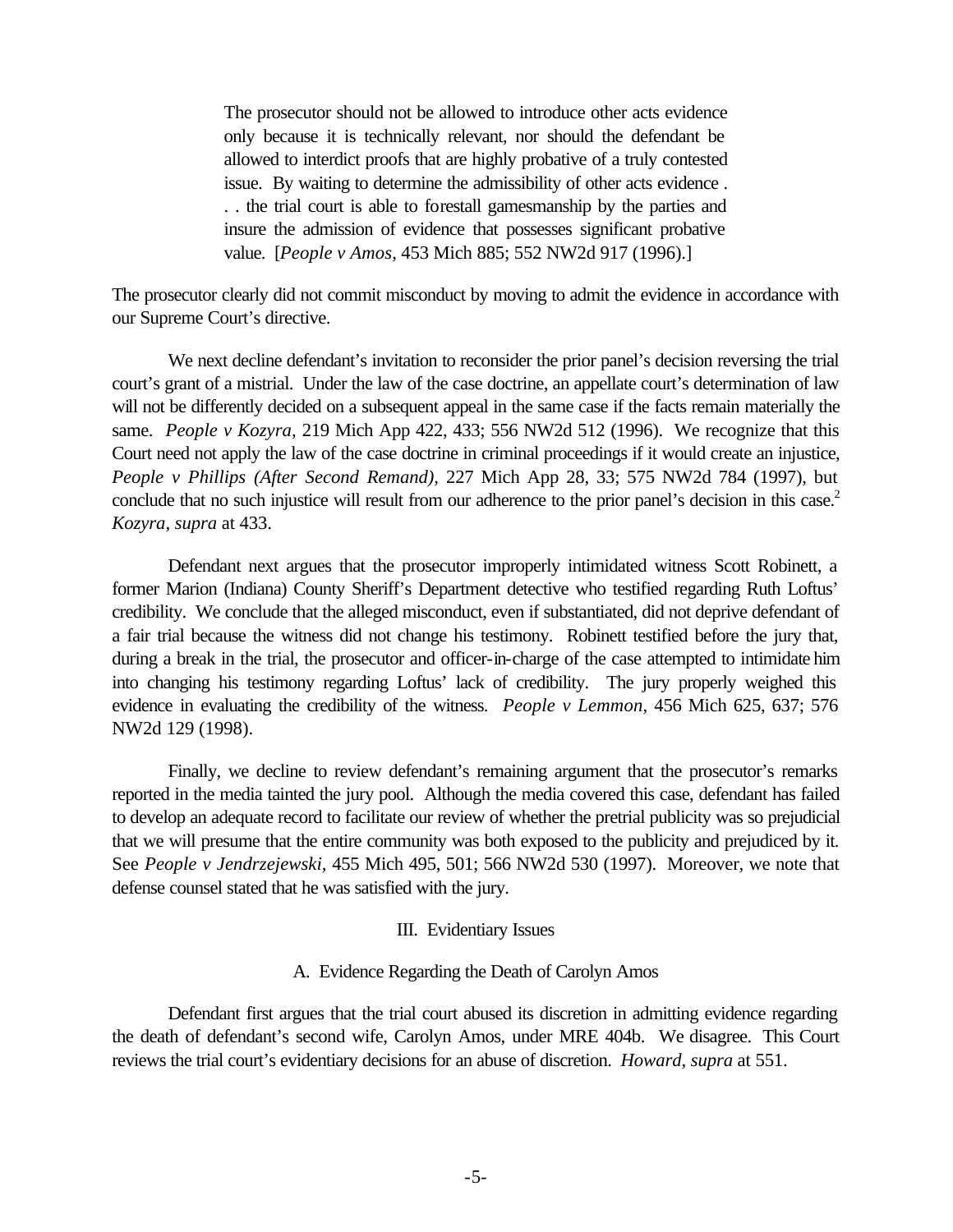> The prosecutor should not be allowed to introduce other acts evidence only because it is technically relevant, nor should the defendant be allowed to interdict proofs that are highly probative of a truly contested issue. By waiting to determine the admissibility of other acts evidence . . . the trial court is able to forestall gamesmanship by the parties and insure the admission of evidence that possesses significant probative value. [*People v Amos*, 453 Mich 885; 552 NW2d 917 (1996).]

The prosecutor clearly did not commit misconduct by moving to admit the evidence in accordance with our Supreme Court's directive.

We next decline defendant's invitation to reconsider the prior panel's decision reversing the trial court's grant of a mistrial. Under the law of the case doctrine, an appellate court's determination of law will not be differently decided on a subsequent appeal in the same case if the facts remain materially the same. *People v Kozyra*, 219 Mich App 422, 433; 556 NW2d 512 (1996). We recognize that this Court need not apply the law of the case doctrine in criminal proceedings if it would create an injustice, *People v Phillips (After Second Remand)*, 227 Mich App 28, 33; 575 NW2d 784 (1997), but conclude that no such injustice will result from our adherence to the prior panel's decision in this case.[2] *Kozyra, supra* at 433.

Defendant next argues that the prosecutor improperly intimidated witness Scott Robinett, a former Marion (Indiana) County Sheriff's Department detective who testified regarding Ruth Loftus' credibility. We conclude that the alleged misconduct, even if substantiated, did not deprive defendant of a fair trial because the witness did not change his testimony. Robinett testified before the jury that, during a break in the trial, the prosecutor and officer-in-charge of the case attempted to intimidate him into changing his testimony regarding Loftus' lack of credibility. The jury properly weighed this evidence in evaluating the credibility of the witness. *People v Lemmon*, 456 Mich 625, 637; 576 NW2d 129 (1998).

Finally, we decline to review defendant's remaining argument that the prosecutor's remarks reported in the media tainted the jury pool. Although the media covered this case, defendant has failed to develop an adequate record to facilitate our review of whether the pretrial publicity was so prejudicial that we will presume that the entire community was both exposed to the publicity and prejudiced by it. See *People v Jendrzejewski*, 455 Mich 495, 501; 566 NW2d 530 (1997). Moreover, we note that defense counsel stated that he was satisfied with the jury.

## III. Evidentiary Issues

### A. Evidence Regarding the Death of Carolyn Amos

Defendant first argues that the trial court abused its discretion in admitting evidence regarding the death of defendant's second wife, Carolyn Amos, under MRE 404b. We disagree. This Court reviews the trial court's evidentiary decisions for an abuse of discretion. *Howard, supra* at 551.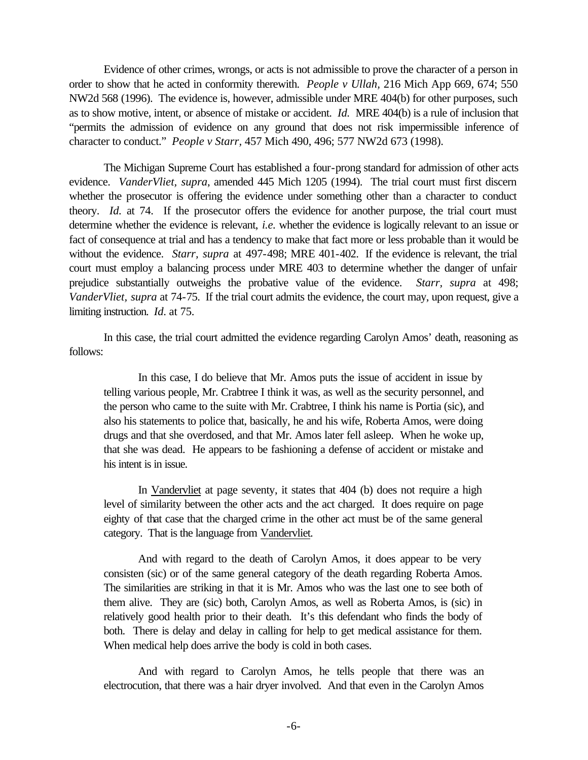Evidence of other crimes, wrongs, or acts is not admissible to prove the character of a person in order to show that he acted in conformity therewith. *People v Ullah,* 216 Mich App 669, 674; 550 NW2d 568 (1996). The evidence is, however, admissible under MRE 404(b) for other purposes, such as to show motive, intent, or absence of mistake or accident. *Id.* MRE 404(b) is a rule of inclusion that "permits the admission of evidence on any ground that does not risk impermissible inference of character to conduct." *People v Starr,* 457 Mich 490, 496; 577 NW2d 673 (1998).

The Michigan Supreme Court has established a four-prong standard for admission of other acts evidence. *VanderVliet, supra*, amended 445 Mich 1205 (1994). The trial court must first discern whether the prosecutor is offering the evidence under something other than a character to conduct theory. *Id.* at 74. If the prosecutor offers the evidence for another purpose, the trial court must determine whether the evidence is relevant, *i.e.* whether the evidence is logically relevant to an issue or fact of consequence at trial and has a tendency to make that fact more or less probable than it would be without the evidence. *Starr, supra* at 497-498; MRE 401-402. If the evidence is relevant, the trial court must employ a balancing process under MRE 403 to determine whether the danger of unfair prejudice substantially outweighs the probative value of the evidence. *Starr, supra* at 498; *VanderVliet, supra* at 74-75. If the trial court admits the evidence, the court may, upon request, give a limiting instruction. *Id.* at 75.

In this case, the trial court admitted the evidence regarding Carolyn Amos' death, reasoning as follows:

> In this case, I do believe that Mr. Amos puts the issue of accident in issue by telling various people, Mr. Crabtree I think it was, as well as the security personnel, and the person who came to the suite with Mr. Crabtree, I think his name is Portia (sic), and also his statements to police that, basically, he and his wife, Roberta Amos, were doing drugs and that she overdosed, and that Mr. Amos later fell asleep. When he woke up, that she was dead. He appears to be fashioning a defense of accident or mistake and his intent is in issue.
>
> In Vandervliet at page seventy, it states that 404 (b) does not require a high level of similarity between the other acts and the act charged. It does require on page eighty of that case that the charged crime in the other act must be of the same general category. That is the language from Vandervliet.
>
> And with regard to the death of Carolyn Amos, it does appear to be very consisten (sic) or of the same general category of the death regarding Roberta Amos. The similarities are striking in that it is Mr. Amos who was the last one to see both of them alive. They are (sic) both, Carolyn Amos, as well as Roberta Amos, is (sic) in relatively good health prior to their death. It's this defendant who finds the body of both. There is delay and delay in calling for help to get medical assistance for them. When medical help does arrive the body is cold in both cases.
>
> And with regard to Carolyn Amos, he tells people that there was an electrocution, that there was a hair dryer involved. And that even in the Carolyn Amos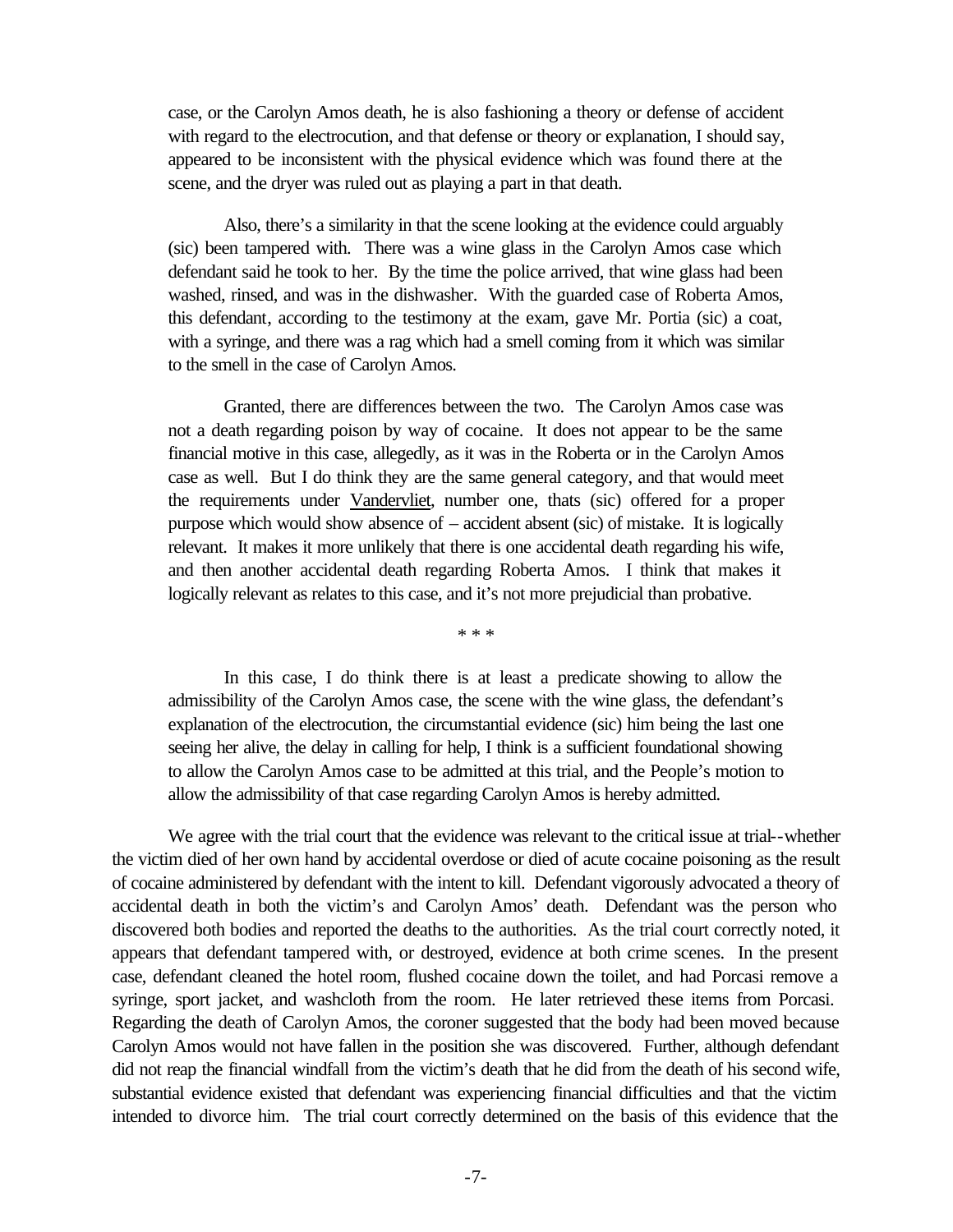> case, or the Carolyn Amos death, he is also fashioning a theory or defense of accident with regard to the electrocution, and that defense or theory or explanation, I should say, appeared to be inconsistent with the physical evidence which was found there at the scene, and the dryer was ruled out as playing a part in that death.
>
> Also, there's a similarity in that the scene looking at the evidence could arguably (sic) been tampered with. There was a wine glass in the Carolyn Amos case which defendant said he took to her. By the time the police arrived, that wine glass had been washed, rinsed, and was in the dishwasher. With the guarded case of Roberta Amos, this defendant, according to the testimony at the exam, gave Mr. Portia (sic) a coat, with a syringe, and there was a rag which had a smell coming from it which was similar to the smell in the case of Carolyn Amos.
>
> Granted, there are differences between the two. The Carolyn Amos case was not a death regarding poison by way of cocaine. It does not appear to be the same financial motive in this case, allegedly, as it was in the Roberta or in the Carolyn Amos case as well. But I do think they are the same general category, and that would meet the requirements under <u>Vandervliet</u>, number one, thats (sic) offered for a proper purpose which would show absence of – accident absent (sic) of mistake. It is logically relevant. It makes it more unlikely that there is one accidental death regarding his wife, and then another accidental death regarding Roberta Amos. I think that makes it logically relevant as relates to this case, and it's not more prejudicial than probative.
>
> \* \* \*
>
> In this case, I do think there is at least a predicate showing to allow the admissibility of the Carolyn Amos case, the scene with the wine glass, the defendant's explanation of the electrocution, the circumstantial evidence (sic) him being the last one seeing her alive, the delay in calling for help, I think is a sufficient foundational showing to allow the Carolyn Amos case to be admitted at this trial, and the People's motion to allow the admissibility of that case regarding Carolyn Amos is hereby admitted.

We agree with the trial court that the evidence was relevant to the critical issue at trial--whether the victim died of her own hand by accidental overdose or died of acute cocaine poisoning as the result of cocaine administered by defendant with the intent to kill. Defendant vigorously advocated a theory of accidental death in both the victim's and Carolyn Amos' death. Defendant was the person who discovered both bodies and reported the deaths to the authorities. As the trial court correctly noted, it appears that defendant tampered with, or destroyed, evidence at both crime scenes. In the present case, defendant cleaned the hotel room, flushed cocaine down the toilet, and had Porcasi remove a syringe, sport jacket, and washcloth from the room. He later retrieved these items from Porcasi. Regarding the death of Carolyn Amos, the coroner suggested that the body had been moved because Carolyn Amos would not have fallen in the position she was discovered. Further, although defendant did not reap the financial windfall from the victim's death that he did from the death of his second wife, substantial evidence existed that defendant was experiencing financial difficulties and that the victim intended to divorce him. The trial court correctly determined on the basis of this evidence that the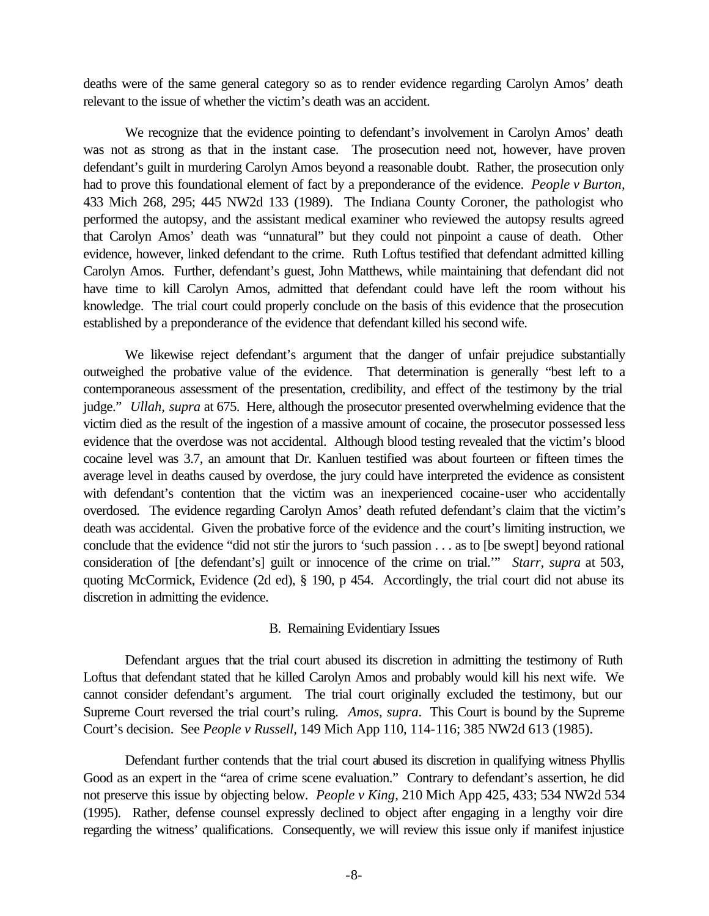deaths were of the same general category so as to render evidence regarding Carolyn Amos' death relevant to the issue of whether the victim's death was an accident.

We recognize that the evidence pointing to defendant's involvement in Carolyn Amos' death was not as strong as that in the instant case. The prosecution need not, however, have proven defendant's guilt in murdering Carolyn Amos beyond a reasonable doubt. Rather, the prosecution only had to prove this foundational element of fact by a preponderance of the evidence. *People v Burton*, 433 Mich 268, 295; 445 NW2d 133 (1989). The Indiana County Coroner, the pathologist who performed the autopsy, and the assistant medical examiner who reviewed the autopsy results agreed that Carolyn Amos' death was "unnatural" but they could not pinpoint a cause of death. Other evidence, however, linked defendant to the crime. Ruth Loftus testified that defendant admitted killing Carolyn Amos. Further, defendant's guest, John Matthews, while maintaining that defendant did not have time to kill Carolyn Amos, admitted that defendant could have left the room without his knowledge. The trial court could properly conclude on the basis of this evidence that the prosecution established by a preponderance of the evidence that defendant killed his second wife.

We likewise reject defendant's argument that the danger of unfair prejudice substantially outweighed the probative value of the evidence. That determination is generally "best left to a contemporaneous assessment of the presentation, credibility, and effect of the testimony by the trial judge." *Ullah, supra* at 675. Here, although the prosecutor presented overwhelming evidence that the victim died as the result of the ingestion of a massive amount of cocaine, the prosecutor possessed less evidence that the overdose was not accidental. Although blood testing revealed that the victim's blood cocaine level was 3.7, an amount that Dr. Kanluen testified was about fourteen or fifteen times the average level in deaths caused by overdose, the jury could have interpreted the evidence as consistent with defendant's contention that the victim was an inexperienced cocaine-user who accidentally overdosed. The evidence regarding Carolyn Amos' death refuted defendant's claim that the victim's death was accidental. Given the probative force of the evidence and the court's limiting instruction, we conclude that the evidence "did not stir the jurors to 'such passion . . . as to [be swept] beyond rational consideration of [the defendant's] guilt or innocence of the crime on trial.'" *Starr, supra* at 503, quoting McCormick, Evidence (2d ed), § 190, p 454. Accordingly, the trial court did not abuse its discretion in admitting the evidence.

### B. Remaining Evidentiary Issues

Defendant argues that the trial court abused its discretion in admitting the testimony of Ruth Loftus that defendant stated that he killed Carolyn Amos and probably would kill his next wife. We cannot consider defendant's argument. The trial court originally excluded the testimony, but our Supreme Court reversed the trial court's ruling. *Amos, supra*. This Court is bound by the Supreme Court's decision. See *People v Russell*, 149 Mich App 110, 114-116; 385 NW2d 613 (1985).

Defendant further contends that the trial court abused its discretion in qualifying witness Phyllis Good as an expert in the "area of crime scene evaluation." Contrary to defendant's assertion, he did not preserve this issue by objecting below. *People v King*, 210 Mich App 425, 433; 534 NW2d 534 (1995). Rather, defense counsel expressly declined to object after engaging in a lengthy voir dire regarding the witness' qualifications. Consequently, we will review this issue only if manifest injustice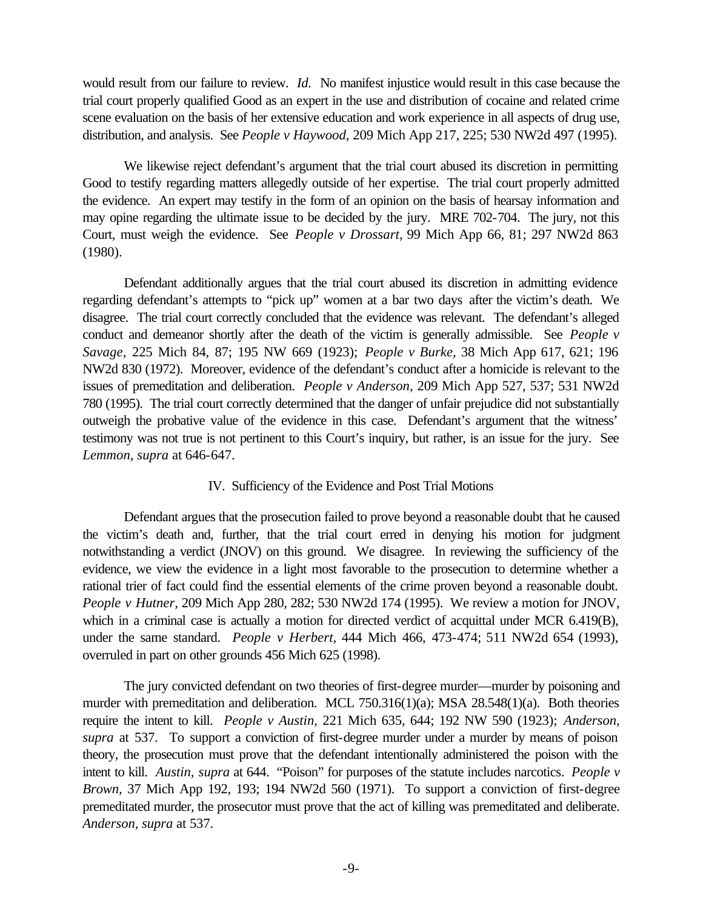would result from our failure to review. *Id.* No manifest injustice would result in this case because the trial court properly qualified Good as an expert in the use and distribution of cocaine and related crime scene evaluation on the basis of her extensive education and work experience in all aspects of drug use, distribution, and analysis. See *People v Haywood,* 209 Mich App 217, 225; 530 NW2d 497 (1995).

We likewise reject defendant's argument that the trial court abused its discretion in permitting Good to testify regarding matters allegedly outside of her expertise. The trial court properly admitted the evidence. An expert may testify in the form of an opinion on the basis of hearsay information and may opine regarding the ultimate issue to be decided by the jury. MRE 702-704. The jury, not this Court, must weigh the evidence. See *People v Drossart,* 99 Mich App 66, 81; 297 NW2d 863 (1980).

Defendant additionally argues that the trial court abused its discretion in admitting evidence regarding defendant's attempts to "pick up" women at a bar two days after the victim's death. We disagree. The trial court correctly concluded that the evidence was relevant. The defendant's alleged conduct and demeanor shortly after the death of the victim is generally admissible. See *People v Savage,* 225 Mich 84, 87; 195 NW 669 (1923); *People v Burke,* 38 Mich App 617, 621; 196 NW2d 830 (1972). Moreover, evidence of the defendant's conduct after a homicide is relevant to the issues of premeditation and deliberation. *People v Anderson,* 209 Mich App 527, 537; 531 NW2d 780 (1995). The trial court correctly determined that the danger of unfair prejudice did not substantially outweigh the probative value of the evidence in this case. Defendant's argument that the witness' testimony was not true is not pertinent to this Court's inquiry, but rather, is an issue for the jury. See *Lemmon, supra* at 646-647.

## IV. Sufficiency of the Evidence and Post Trial Motions

Defendant argues that the prosecution failed to prove beyond a reasonable doubt that he caused the victim's death and, further, that the trial court erred in denying his motion for judgment notwithstanding a verdict (JNOV) on this ground. We disagree. In reviewing the sufficiency of the evidence, we view the evidence in a light most favorable to the prosecution to determine whether a rational trier of fact could find the essential elements of the crime proven beyond a reasonable doubt. *People v Hutner,* 209 Mich App 280, 282; 530 NW2d 174 (1995). We review a motion for JNOV, which in a criminal case is actually a motion for directed verdict of acquittal under MCR 6.419(B), under the same standard. *People v Herbert,* 444 Mich 466, 473-474; 511 NW2d 654 (1993), overruled in part on other grounds 456 Mich 625 (1998).

The jury convicted defendant on two theories of first-degree murder—murder by poisoning and murder with premeditation and deliberation. MCL 750.316(1)(a); MSA 28.548(1)(a). Both theories require the intent to kill. *People v Austin,* 221 Mich 635, 644; 192 NW 590 (1923); *Anderson, supra* at 537. To support a conviction of first-degree murder under a murder by means of poison theory, the prosecution must prove that the defendant intentionally administered the poison with the intent to kill. *Austin, supra* at 644. "Poison" for purposes of the statute includes narcotics. *People v Brown,* 37 Mich App 192, 193; 194 NW2d 560 (1971). To support a conviction of first-degree premeditated murder, the prosecutor must prove that the act of killing was premeditated and deliberate. *Anderson, supra* at 537.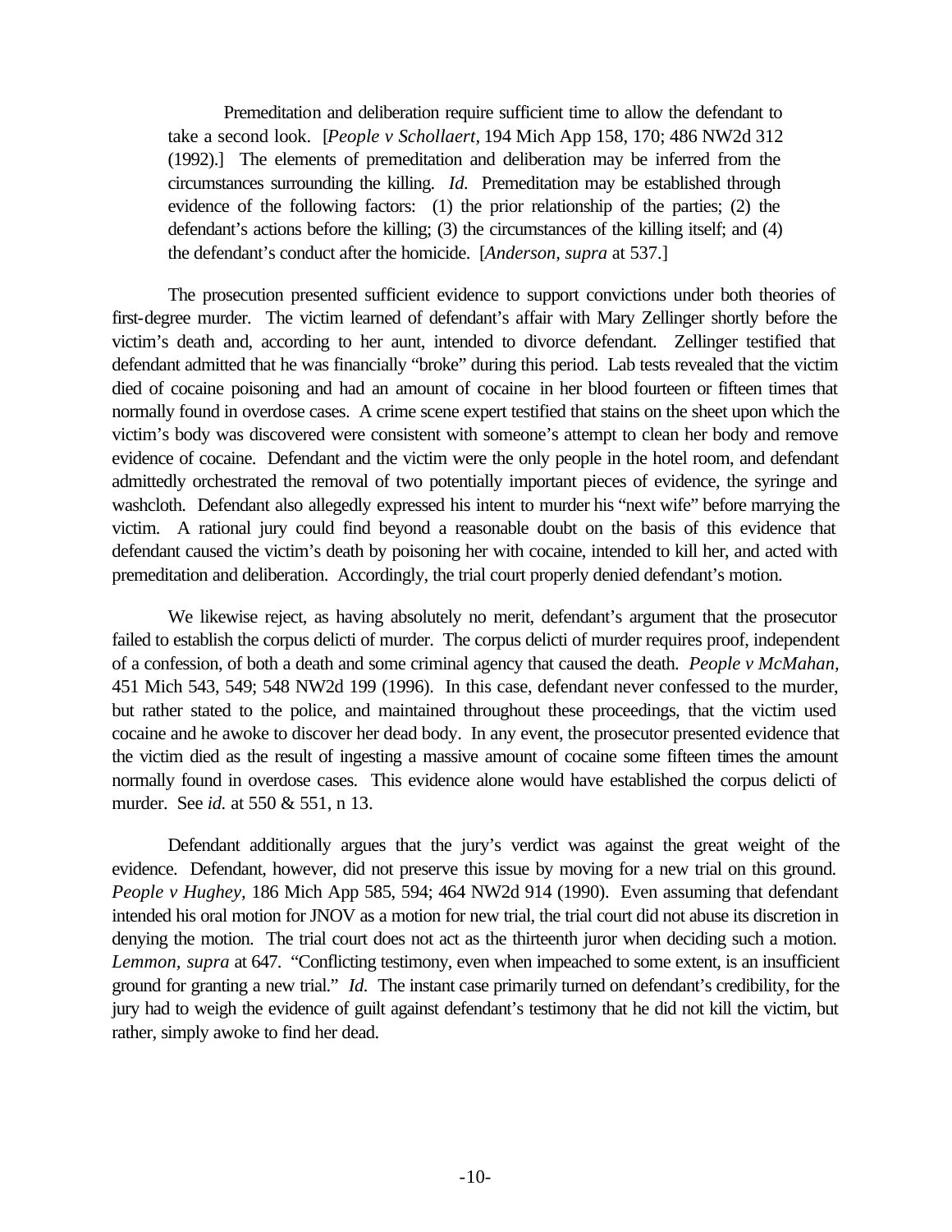> Premeditation and deliberation require sufficient time to allow the defendant to take a second look. [*People v Schollaert*, 194 Mich App 158, 170; 486 NW2d 312 (1992).] The elements of premeditation and deliberation may be inferred from the circumstances surrounding the killing. *Id*. Premeditation may be established through evidence of the following factors: (1) the prior relationship of the parties; (2) the defendant's actions before the killing; (3) the circumstances of the killing itself; and (4) the defendant's conduct after the homicide. [*Anderson*, *supra* at 537.]

The prosecution presented sufficient evidence to support convictions under both theories of first-degree murder. The victim learned of defendant's affair with Mary Zellinger shortly before the victim's death and, according to her aunt, intended to divorce defendant. Zellinger testified that defendant admitted that he was financially "broke" during this period. Lab tests revealed that the victim died of cocaine poisoning and had an amount of cocaine in her blood fourteen or fifteen times that normally found in overdose cases. A crime scene expert testified that stains on the sheet upon which the victim's body was discovered were consistent with someone's attempt to clean her body and remove evidence of cocaine. Defendant and the victim were the only people in the hotel room, and defendant admittedly orchestrated the removal of two potentially important pieces of evidence, the syringe and washcloth. Defendant also allegedly expressed his intent to murder his "next wife" before marrying the victim. A rational jury could find beyond a reasonable doubt on the basis of this evidence that defendant caused the victim's death by poisoning her with cocaine, intended to kill her, and acted with premeditation and deliberation. Accordingly, the trial court properly denied defendant's motion.

We likewise reject, as having absolutely no merit, defendant's argument that the prosecutor failed to establish the corpus delicti of murder. The corpus delicti of murder requires proof, independent of a confession, of both a death and some criminal agency that caused the death. *People v McMahan*, 451 Mich 543, 549; 548 NW2d 199 (1996). In this case, defendant never confessed to the murder, but rather stated to the police, and maintained throughout these proceedings, that the victim used cocaine and he awoke to discover her dead body. In any event, the prosecutor presented evidence that the victim died as the result of ingesting a massive amount of cocaine some fifteen times the amount normally found in overdose cases. This evidence alone would have established the corpus delicti of murder. See *id.* at 550 & 551, n 13.

Defendant additionally argues that the jury's verdict was against the great weight of the evidence. Defendant, however, did not preserve this issue by moving for a new trial on this ground. *People v Hughey*, 186 Mich App 585, 594; 464 NW2d 914 (1990). Even assuming that defendant intended his oral motion for JNOV as a motion for new trial, the trial court did not abuse its discretion in denying the motion. The trial court does not act as the thirteenth juror when deciding such a motion. *Lemmon, supra* at 647. "Conflicting testimony, even when impeached to some extent, is an insufficient ground for granting a new trial." *Id.* The instant case primarily turned on defendant's credibility, for the jury had to weigh the evidence of guilt against defendant's testimony that he did not kill the victim, but rather, simply awoke to find her dead.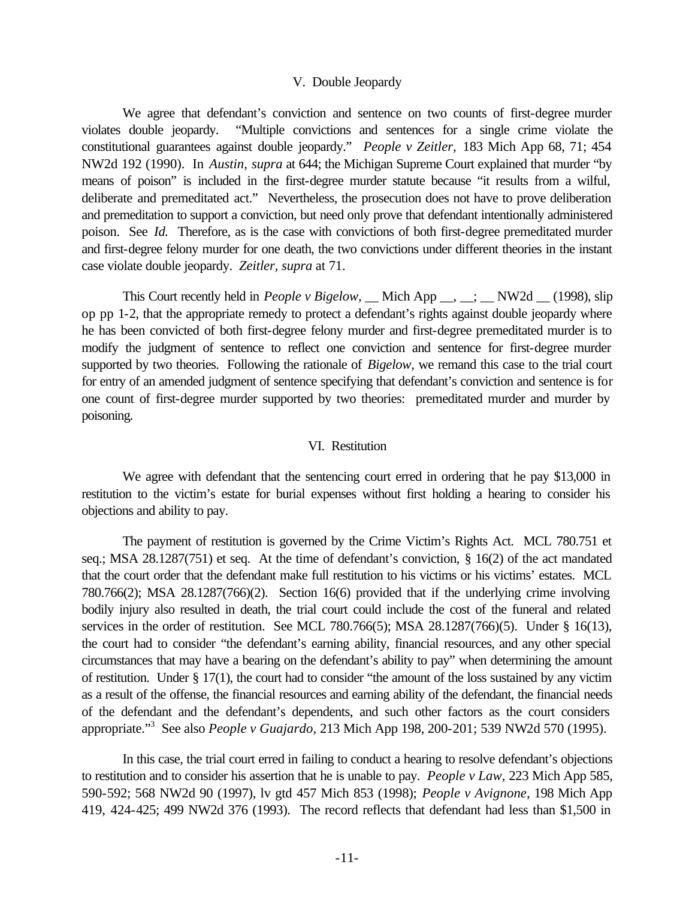## V. Double Jeopardy

We agree that defendant's conviction and sentence on two counts of first-degree murder violates double jeopardy. "Multiple convictions and sentences for a single crime violate the constitutional guarantees against double jeopardy." *People v Zeitler,* 183 Mich App 68, 71; 454 NW2d 192 (1990). In *Austin, supra* at 644; the Michigan Supreme Court explained that murder "by means of poison" is included in the first-degree murder statute because "it results from a wilful, deliberate and premeditated act." Nevertheless, the prosecution does not have to prove deliberation and premeditation to support a conviction, but need only prove that defendant intentionally administered poison. See *Id.* Therefore, as is the case with convictions of both first-degree premeditated murder and first-degree felony murder for one death, the two convictions under different theories in the instant case violate double jeopardy. *Zeitler, supra* at 71.

This Court recently held in *People v Bigelow*, __ Mich App __, __; __ NW2d __ (1998), slip op pp 1-2, that the appropriate remedy to protect a defendant's rights against double jeopardy where he has been convicted of both first-degree felony murder and first-degree premeditated murder is to modify the judgment of sentence to reflect one conviction and sentence for first-degree murder supported by two theories. Following the rationale of *Bigelow*, we remand this case to the trial court for entry of an amended judgment of sentence specifying that defendant's conviction and sentence is for one count of first-degree murder supported by two theories: premeditated murder and murder by poisoning.

## VI. Restitution

We agree with defendant that the sentencing court erred in ordering that he pay $13,000 in restitution to the victim's estate for burial expenses without first holding a hearing to consider his objections and ability to pay.

The payment of restitution is governed by the Crime Victim's Rights Act. MCL 780.751 et seq.; MSA 28.1287(751) et seq. At the time of defendant's conviction, § 16(2) of the act mandated that the court order that the defendant make full restitution to his victims or his victims' estates. MCL 780.766(2); MSA 28.1287(766)(2). Section 16(6) provided that if the underlying crime involving bodily injury also resulted in death, the trial court could include the cost of the funeral and related services in the order of restitution. See MCL 780.766(5); MSA 28.1287(766)(5). Under § 16(13), the court had to consider "the defendant's earning ability, financial resources, and any other special circumstances that may have a bearing on the defendant's ability to pay" when determining the amount of restitution. Under § 17(1), the court had to consider "the amount of the loss sustained by any victim as a result of the offense, the financial resources and earning ability of the defendant, the financial needs of the defendant and the defendant's dependents, and such other factors as the court considers appropriate."[3] See also *People v Guajardo,* 213 Mich App 198, 200-201; 539 NW2d 570 (1995).

In this case, the trial court erred in failing to conduct a hearing to resolve defendant's objections to restitution and to consider his assertion that he is unable to pay. *People v Law,* 223 Mich App 585, 590-592; 568 NW2d 90 (1997), lv gtd 457 Mich 853 (1998); *People v Avignone,* 198 Mich App 419, 424-425; 499 NW2d 376 (1993). The record reflects that defendant had less than $1,500 in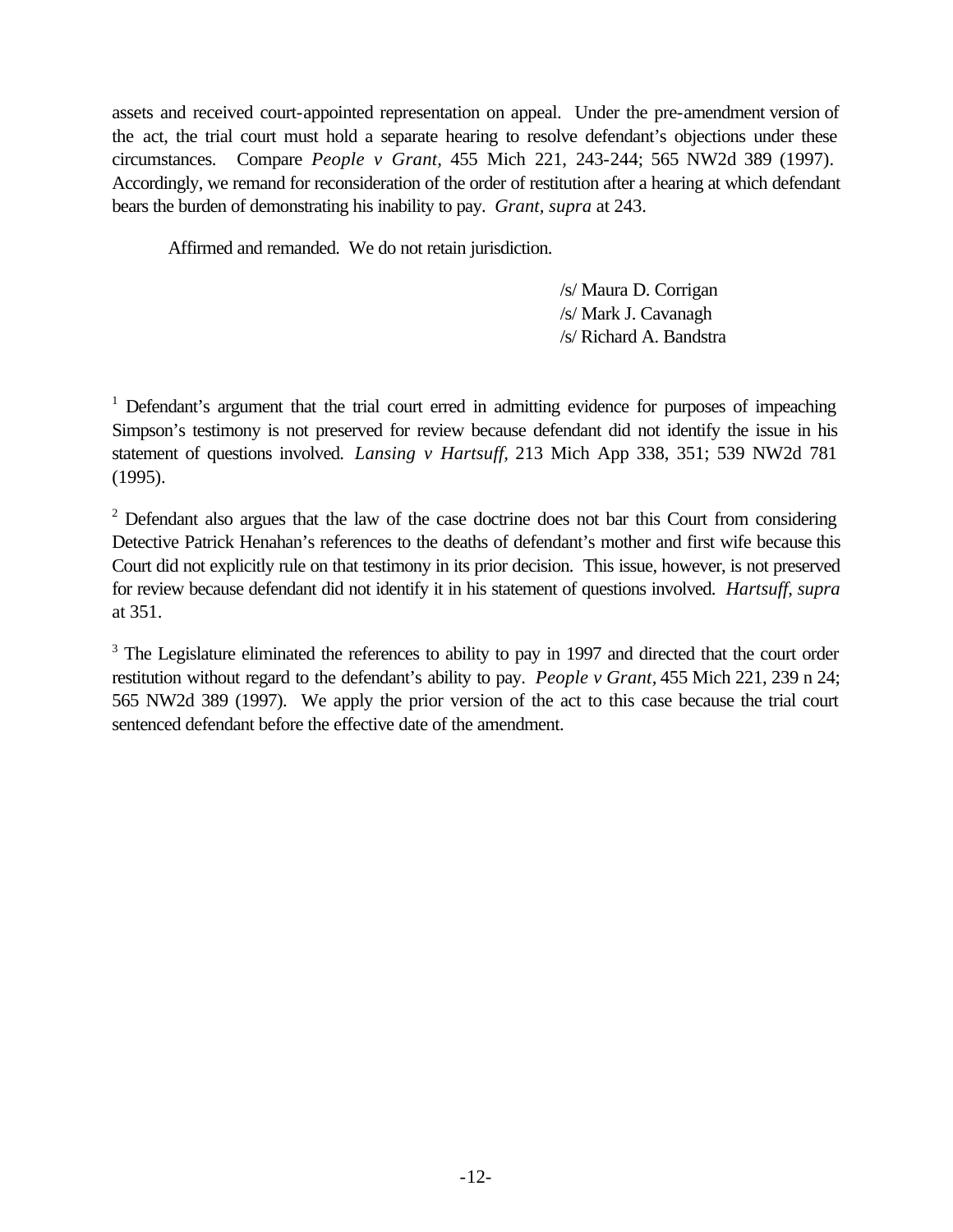assets and received court-appointed representation on appeal. Under the pre-amendment version of the act, the trial court must hold a separate hearing to resolve defendant's objections under these circumstances. Compare *People v Grant*, 455 Mich 221, 243-244; 565 NW2d 389 (1997). Accordingly, we remand for reconsideration of the order of restitution after a hearing at which defendant bears the burden of demonstrating his inability to pay. *Grant, supra* at 243.

Affirmed and remanded. We do not retain jurisdiction.

/s/ Maura D. Corrigan
/s/ Mark J. Cavanagh
/s/ Richard A. Bandstra

[1] Defendant's argument that the trial court erred in admitting evidence for purposes of impeaching Simpson's testimony is not preserved for review because defendant did not identify the issue in his statement of questions involved. *Lansing v Hartsuff*, 213 Mich App 338, 351; 539 NW2d 781 (1995).

[2] Defendant also argues that the law of the case doctrine does not bar this Court from considering Detective Patrick Henahan's references to the deaths of defendant's mother and first wife because this Court did not explicitly rule on that testimony in its prior decision. This issue, however, is not preserved for review because defendant did not identify it in his statement of questions involved. *Hartsuff, supra* at 351.

[3] The Legislature eliminated the references to ability to pay in 1997 and directed that the court order restitution without regard to the defendant's ability to pay. *People v Grant*, 455 Mich 221, 239 n 24; 565 NW2d 389 (1997). We apply the prior version of the act to this case because the trial court sentenced defendant before the effective date of the amendment.